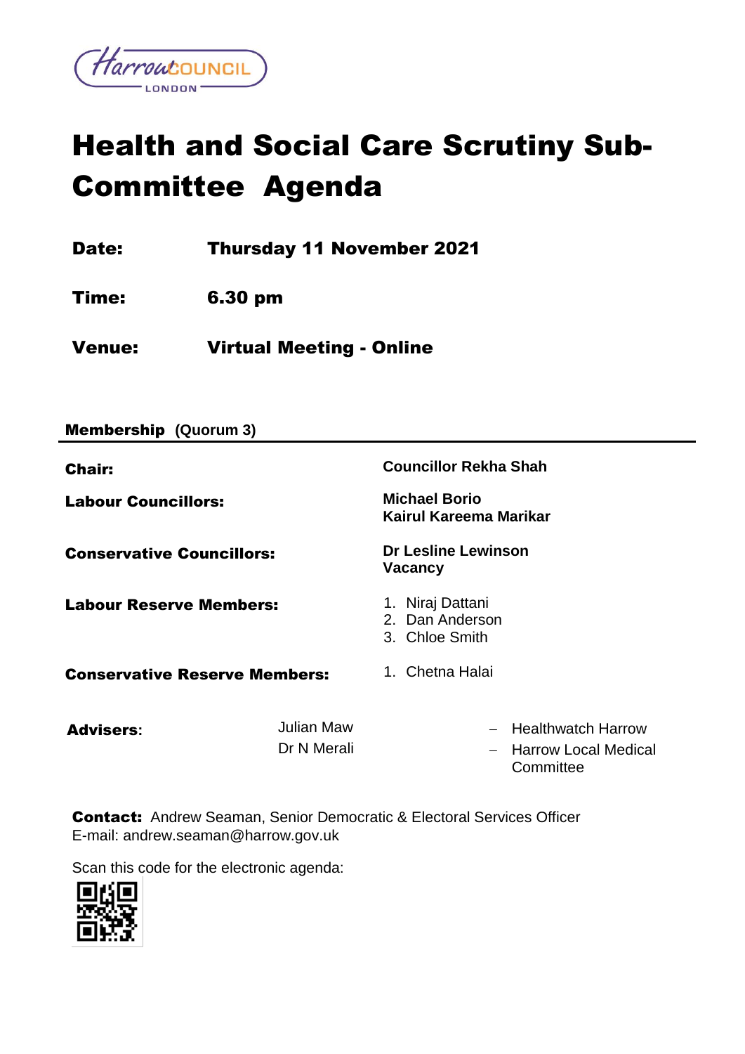# Health and Social Care Scrutiny Sub-Committee Agenda

**Date:** Thursday 11 November 2021

**Time:** 6.30 pm

**Venue:** Virtual Meeting - Online

**Membership** (Quorum 3)

| | |
|---|---|
| **Chair:** | **Councillor Rekha Shah** |
| **Labour Councillors:** | **Michael Borio**<br>**Kairul Kareema Marikar** |
| **Conservative Councillors:** | **Dr Lesline Lewinson**<br>**Vacancy** |
| **Labour Reserve Members:** | 1. Niraj Dattani<br>2. Dan Anderson<br>3. Chloe Smith |
| **Conservative Reserve Members:** | 1. Chetna Halai |

| | | |
|---|---|---|
| **Advisers:** | Julian Maw | – Healthwatch Harrow |
| | Dr N Merali | – Harrow Local Medical Committee |

**Contact:** Andrew Seaman, Senior Democratic & Electoral Services Officer
E-mail: andrew.seaman@harrow.gov.uk

Scan this code for the electronic agenda: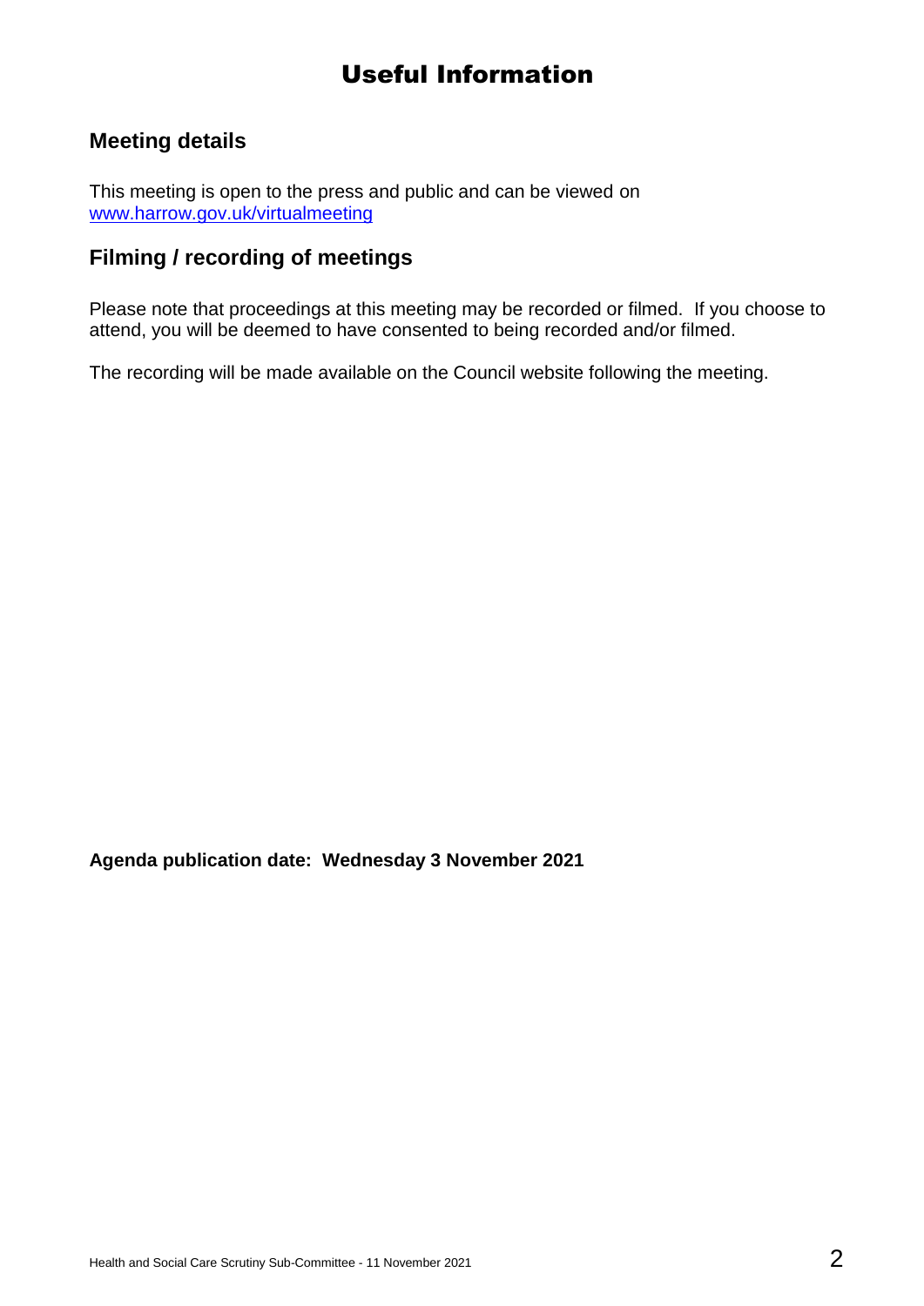# Useful Information

## Meeting details

This meeting is open to the press and public and can be viewed on [www.harrow.gov.uk/virtualmeeting](http://www.harrow.gov.uk/virtualmeeting)

## Filming / recording of meetings

Please note that proceedings at this meeting may be recorded or filmed. If you choose to attend, you will be deemed to have consented to being recorded and/or filmed.

The recording will be made available on the Council website following the meeting.

**Agenda publication date: Wednesday 3 November 2021**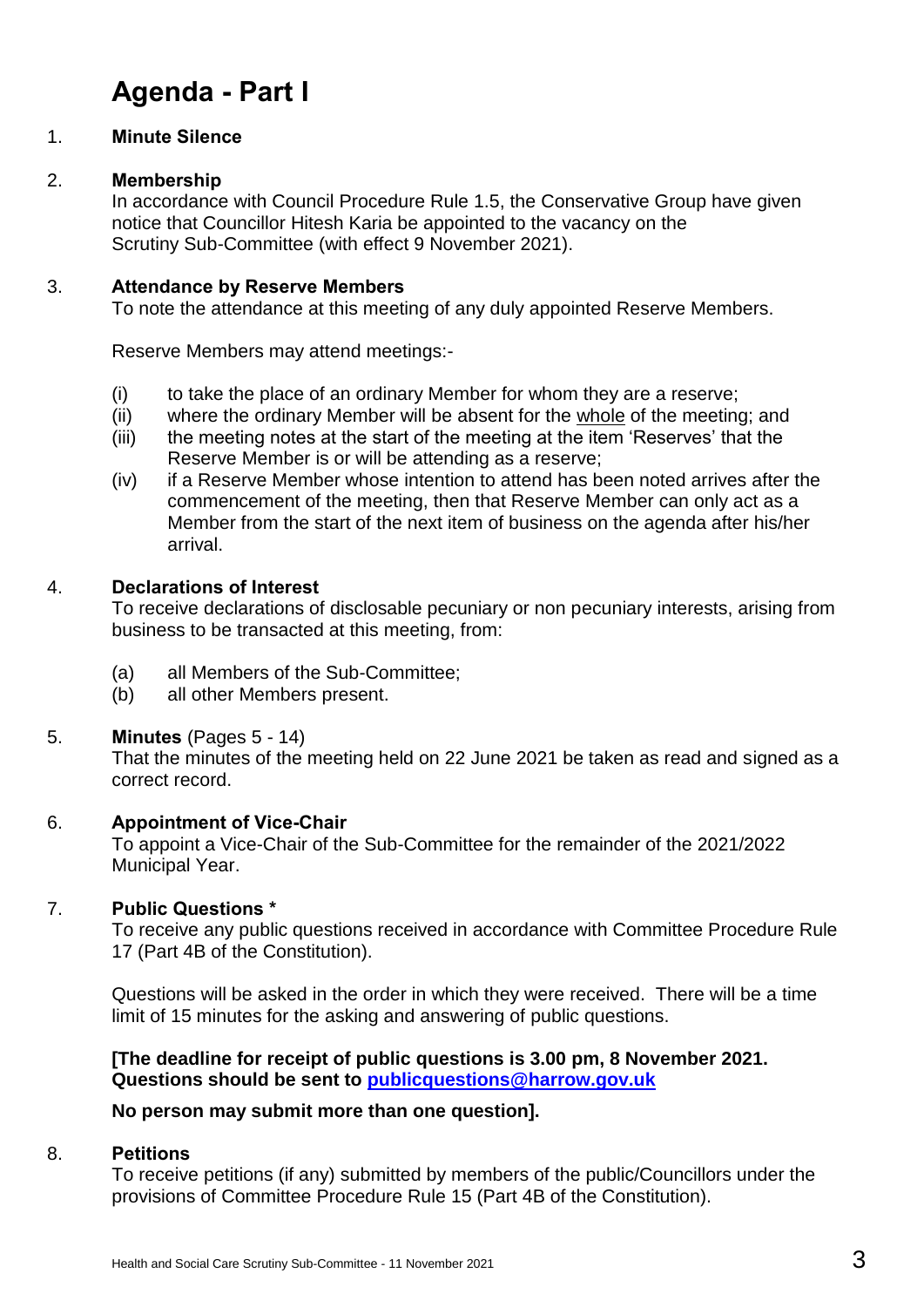# Agenda - Part I

1. **Minute Silence**

2. **Membership**
   In accordance with Council Procedure Rule 1.5, the Conservative Group have given notice that Councillor Hitesh Karia be appointed to the vacancy on the Scrutiny Sub-Committee (with effect 9 November 2021).

3. **Attendance by Reserve Members**
   To note the attendance at this meeting of any duly appointed Reserve Members.

   Reserve Members may attend meetings:-

   (i) to take the place of an ordinary Member for whom they are a reserve;
   (ii) where the ordinary Member will be absent for the <u>whole</u> of the meeting; and
   (iii) the meeting notes at the start of the meeting at the item 'Reserves' that the Reserve Member is or will be attending as a reserve;
   (iv) if a Reserve Member whose intention to attend has been noted arrives after the commencement of the meeting, then that Reserve Member can only act as a Member from the start of the next item of business on the agenda after his/her arrival.

4. **Declarations of Interest**
   To receive declarations of disclosable pecuniary or non pecuniary interests, arising from business to be transacted at this meeting, from:

   (a) all Members of the Sub-Committee;
   (b) all other Members present.

5. **Minutes** (Pages 5 - 14)
   That the minutes of the meeting held on 22 June 2021 be taken as read and signed as a correct record.

6. **Appointment of Vice-Chair**
   To appoint a Vice-Chair of the Sub-Committee for the remainder of the 2021/2022 Municipal Year.

7. **Public Questions ***
   To receive any public questions received in accordance with Committee Procedure Rule 17 (Part 4B of the Constitution).

   Questions will be asked in the order in which they were received. There will be a time limit of 15 minutes for the asking and answering of public questions.

   **[The deadline for receipt of public questions is 3.00 pm, 8 November 2021. Questions should be sent to publicquestions@harrow.gov.uk**

   **No person may submit more than one question].**

8. **Petitions**
   To receive petitions (if any) submitted by members of the public/Councillors under the provisions of Committee Procedure Rule 15 (Part 4B of the Constitution).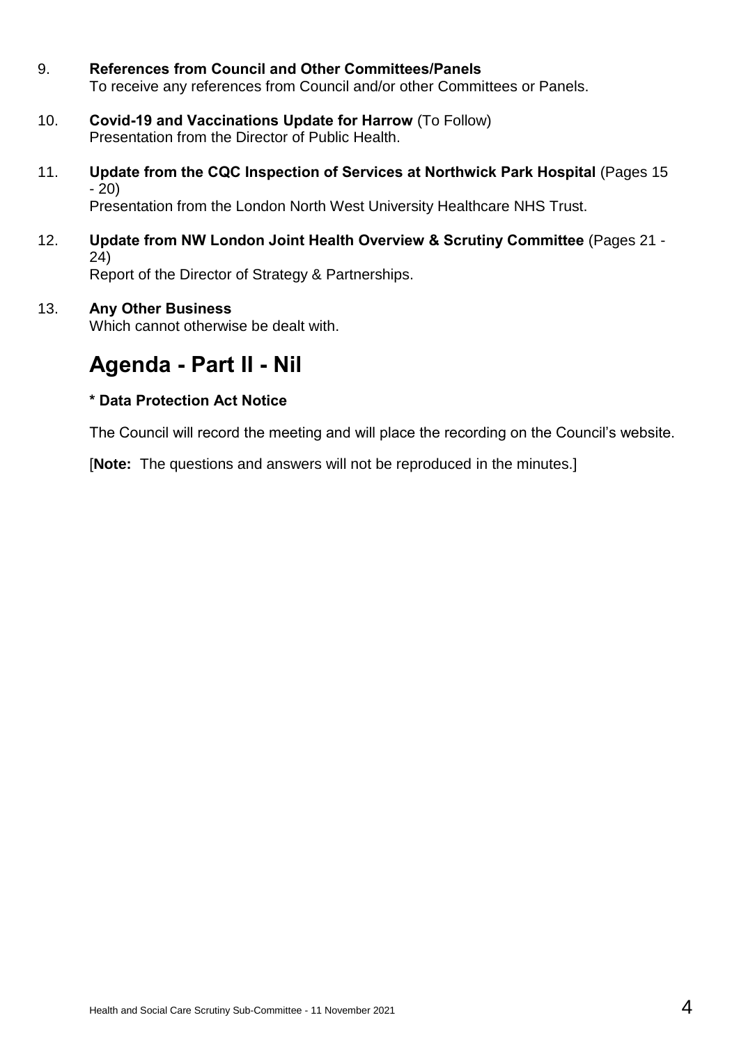9. **References from Council and Other Committees/Panels**
   To receive any references from Council and/or other Committees or Panels.

10. **Covid-19 and Vaccinations Update for Harrow** (To Follow)
    Presentation from the Director of Public Health.

11. **Update from the CQC Inspection of Services at Northwick Park Hospital** (Pages 15 - 20)
    Presentation from the London North West University Healthcare NHS Trust.

12. **Update from NW London Joint Health Overview & Scrutiny Committee** (Pages 21 - 24)
    Report of the Director of Strategy & Partnerships.

13. **Any Other Business**
    Which cannot otherwise be dealt with.

# Agenda - Part II - Nil

**\* Data Protection Act Notice**

The Council will record the meeting and will place the recording on the Council's website.

[**Note:** The questions and answers will not be reproduced in the minutes.]